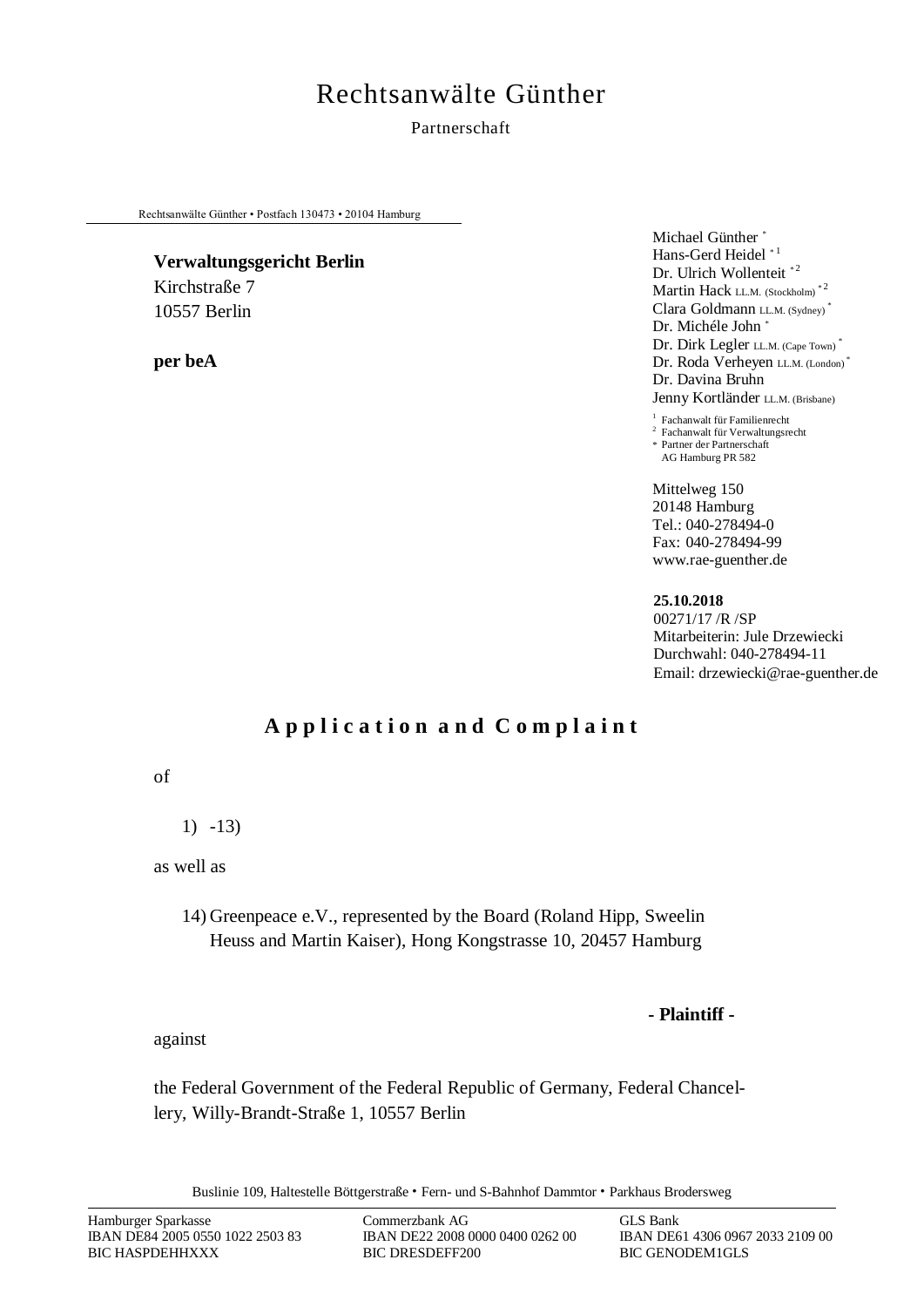# Rechtsanwälte Günther

Partnerschaft

Rechtsanwälte Günther • Postfach 130473 • 20104 Hamburg

**Verwaltungsgericht Berlin**
Kirchstraße 7
10557 Berlin

**per beA**

Michael Günther *
Hans-Gerd Heidel * 1
Dr. Ulrich Wollenteit * 2
Martin Hack LL.M. (Stockholm) * 2
Clara Goldmann LL.M. (Sydney) *
Dr. Michéle John *
Dr. Dirk Legler LL.M. (Cape Town) *
Dr. Roda Verheyen LL.M. (London) *
Dr. Davina Bruhn
Jenny Kortländer LL.M. (Brisbane)

1 Fachanwalt für Familienrecht
2 Fachanwalt für Verwaltungsrecht
* Partner der Partnerschaft
AG Hamburg PR 582

Mittelweg 150
20148 Hamburg
Tel.: 040-278494-0
Fax: 040-278494-99
www.rae-guenther.de

**25.10.2018**
00271/17 /R /SP
Mitarbeiterin: Jule Drzewiecki
Durchwahl: 040-278494-11
Email: drzewiecki@rae-guenther.de

## Application and Complaint

of

1) -13)

as well as

14) Greenpeace e.V., represented by the Board (Roland Hipp, Sweelin Heuss and Martin Kaiser), Hong Kongstrasse 10, 20457 Hamburg

**- Plaintiff -**

against

the Federal Government of the Federal Republic of Germany, Federal Chancellery, Willy-Brandt-Straße 1, 10557 Berlin

Buslinie 109, Haltestelle Böttgerstraße • Fern- und S-Bahnhof Dammtor • Parkhaus Brodersweg

| Hamburger Sparkasse | Commerzbank AG | GLS Bank |
|---|---|---|
| IBAN DE84 2005 0550 1022 2503 83 | IBAN DE22 2008 0000 0400 0262 00 | IBAN DE61 4306 0967 2033 2109 00 |
| BIC HASPDEHHXXX | BIC DRESDEFF200 | BIC GENODEM1GLS |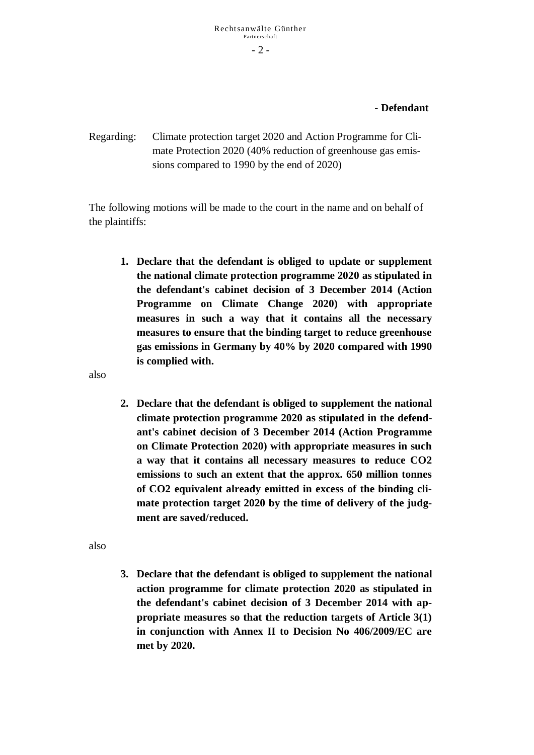**- Defendant**

Regarding: Climate protection target 2020 and Action Programme for Climate Protection 2020 (40% reduction of greenhouse gas emissions compared to 1990 by the end of 2020)

The following motions will be made to the court in the name and on behalf of the plaintiffs:

1. **Declare that the defendant is obliged to update or supplement the national climate protection programme 2020 as stipulated in the defendant's cabinet decision of 3 December 2014 (Action Programme on Climate Change 2020) with appropriate measures in such a way that it contains all the necessary measures to ensure that the binding target to reduce greenhouse gas emissions in Germany by 40% by 2020 compared with 1990 is complied with.**

also

2. **Declare that the defendant is obliged to supplement the national climate protection programme 2020 as stipulated in the defendant's cabinet decision of 3 December 2014 (Action Programme on Climate Protection 2020) with appropriate measures in such a way that it contains all necessary measures to reduce CO2 emissions to such an extent that the approx. 650 million tonnes of CO2 equivalent already emitted in excess of the binding climate protection target 2020 by the time of delivery of the judgment are saved/reduced.**

also

3. **Declare that the defendant is obliged to supplement the national action programme for climate protection 2020 as stipulated in the defendant's cabinet decision of 3 December 2014 with appropriate measures so that the reduction targets of Article 3(1) in conjunction with Annex II to Decision No 406/2009/EC are met by 2020.**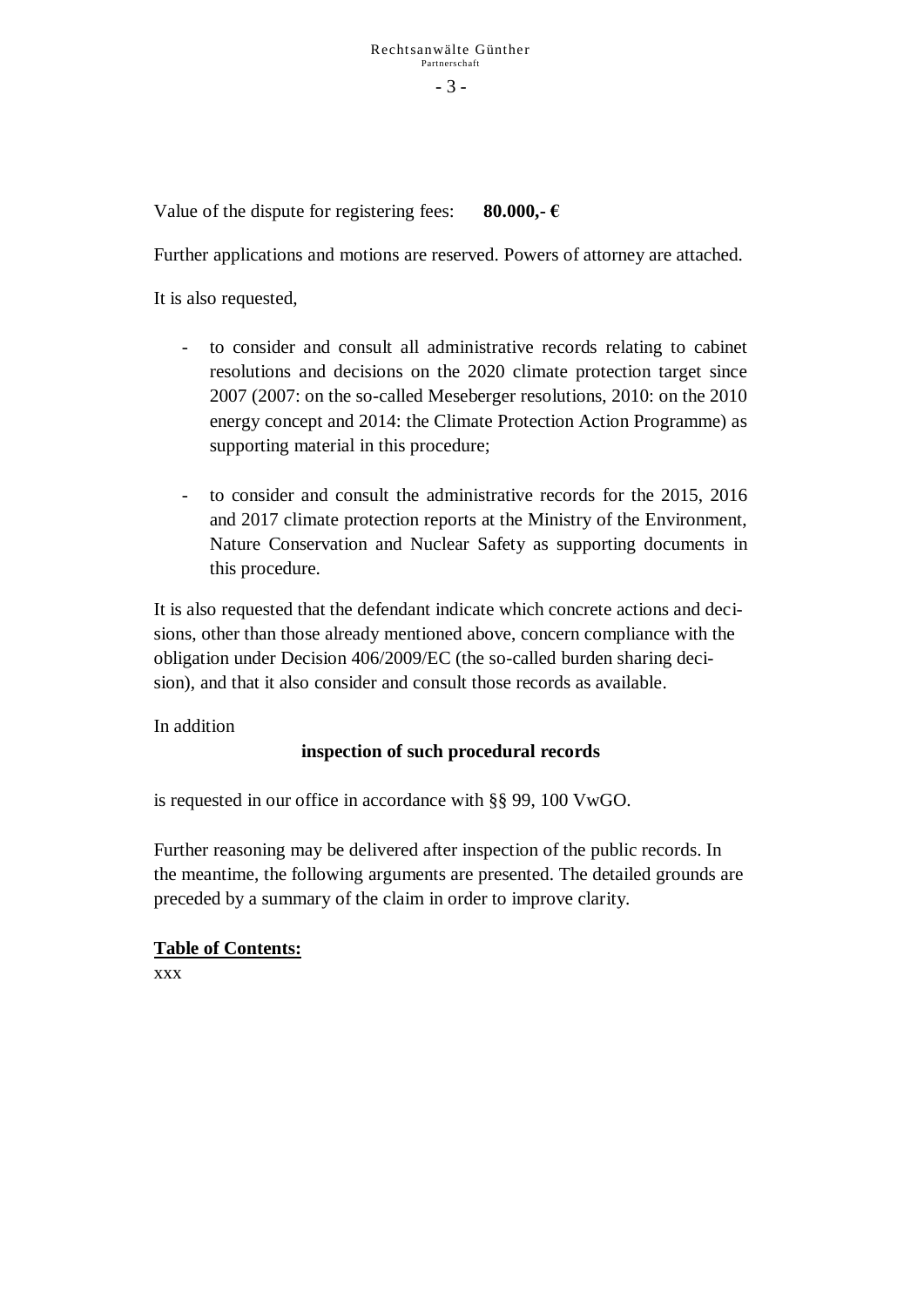Value of the dispute for registering fees: **80.000,- €**

Further applications and motions are reserved. Powers of attorney are attached.

It is also requested,

- to consider and consult all administrative records relating to cabinet resolutions and decisions on the 2020 climate protection target since 2007 (2007: on the so-called Meseberger resolutions, 2010: on the 2010 energy concept and 2014: the Climate Protection Action Programme) as supporting material in this procedure;

- to consider and consult the administrative records for the 2015, 2016 and 2017 climate protection reports at the Ministry of the Environment, Nature Conservation and Nuclear Safety as supporting documents in this procedure.

It is also requested that the defendant indicate which concrete actions and decisions, other than those already mentioned above, concern compliance with the obligation under Decision 406/2009/EC (the so-called burden sharing decision), and that it also consider and consult those records as available.

In addition

**inspection of such procedural records**

is requested in our office in accordance with §§ 99, 100 VwGO.

Further reasoning may be delivered after inspection of the public records. In the meantime, the following arguments are presented. The detailed grounds are preceded by a summary of the claim in order to improve clarity.

**Table of Contents:**

xxx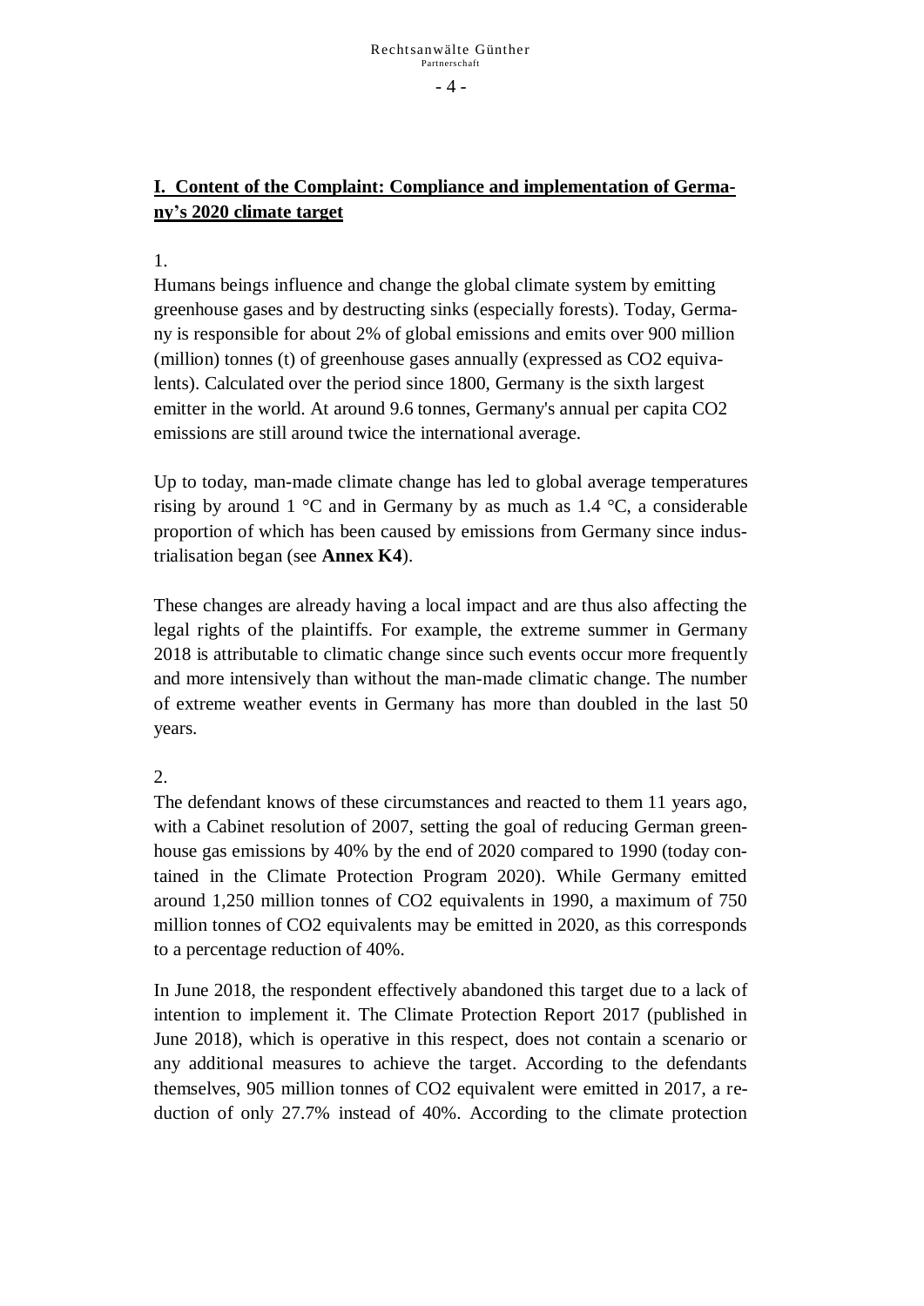## I. Content of the Complaint: Compliance and implementation of Germany's 2020 climate target

1.

Humans beings influence and change the global climate system by emitting greenhouse gases and by destructing sinks (especially forests). Today, Germany is responsible for about 2% of global emissions and emits over 900 million (million) tonnes (t) of greenhouse gases annually (expressed as $CO_2$ equivalents). Calculated over the period since 1800, Germany is the sixth largest emitter in the world. At around 9.6 tonnes, Germany's annual per capita $CO_2$ emissions are still around twice the international average.

Up to today, man-made climate change has led to global average temperatures rising by around 1 °C and in Germany by as much as 1.4 °C, a considerable proportion of which has been caused by emissions from Germany since industrialisation began (see **Annex K4**).

These changes are already having a local impact and are thus also affecting the legal rights of the plaintiffs. For example, the extreme summer in Germany 2018 is attributable to climatic change since such events occur more frequently and more intensively than without the man-made climatic change. The number of extreme weather events in Germany has more than doubled in the last 50 years.

2.

The defendant knows of these circumstances and reacted to them 11 years ago, with a Cabinet resolution of 2007, setting the goal of reducing German greenhouse gas emissions by 40% by the end of 2020 compared to 1990 (today contained in the Climate Protection Program 2020). While Germany emitted around 1,250 million tonnes of $CO_2$ equivalents in 1990, a maximum of 750 million tonnes of $CO_2$ equivalents may be emitted in 2020, as this corresponds to a percentage reduction of 40%.

In June 2018, the respondent effectively abandoned this target due to a lack of intention to implement it. The Climate Protection Report 2017 (published in June 2018), which is operative in this respect, does not contain a scenario or any additional measures to achieve the target. According to the defendants themselves, 905 million tonnes of $CO_2$ equivalent were emitted in 2017, a reduction of only 27.7% instead of 40%. According to the climate protection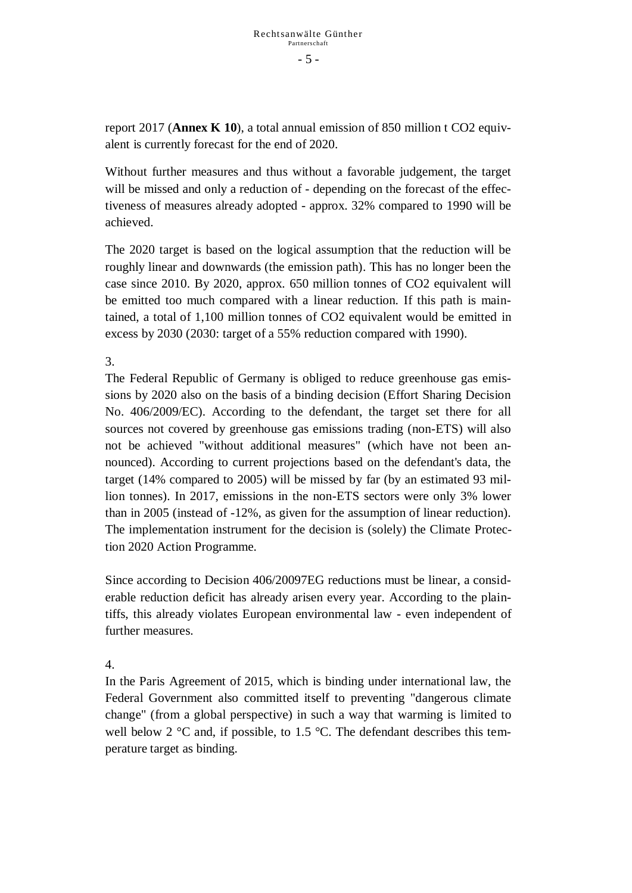report 2017 (**Annex K 10**), a total annual emission of 850 million t $CO_2$ equivalent is currently forecast for the end of 2020.

Without further measures and thus without a favorable judgement, the target will be missed and only a reduction of - depending on the forecast of the effectiveness of measures already adopted - approx. 32% compared to 1990 will be achieved.

The 2020 target is based on the logical assumption that the reduction will be roughly linear and downwards (the emission path). This has no longer been the case since 2010. By 2020, approx. 650 million tonnes of $CO_2$ equivalent will be emitted too much compared with a linear reduction. If this path is maintained, a total of 1,100 million tonnes of $CO_2$ equivalent would be emitted in excess by 2030 (2030: target of a 55% reduction compared with 1990).

3.
The Federal Republic of Germany is obliged to reduce greenhouse gas emissions by 2020 also on the basis of a binding decision (Effort Sharing Decision No. 406/2009/EC). According to the defendant, the target set there for all sources not covered by greenhouse gas emissions trading (non-ETS) will also not be achieved "without additional measures" (which have not been announced). According to current projections based on the defendant's data, the target (14% compared to 2005) will be missed by far (by an estimated 93 million tonnes). In 2017, emissions in the non-ETS sectors were only 3% lower than in 2005 (instead of -12%, as given for the assumption of linear reduction). The implementation instrument for the decision is (solely) the Climate Protection 2020 Action Programme.

Since according to Decision 406/20097EG reductions must be linear, a considerable reduction deficit has already arisen every year. According to the plaintiffs, this already violates European environmental law - even independent of further measures.

4.
In the Paris Agreement of 2015, which is binding under international law, the Federal Government also committed itself to preventing "dangerous climate change" (from a global perspective) in such a way that warming is limited to well below 2 °C and, if possible, to 1.5 °C. The defendant describes this temperature target as binding.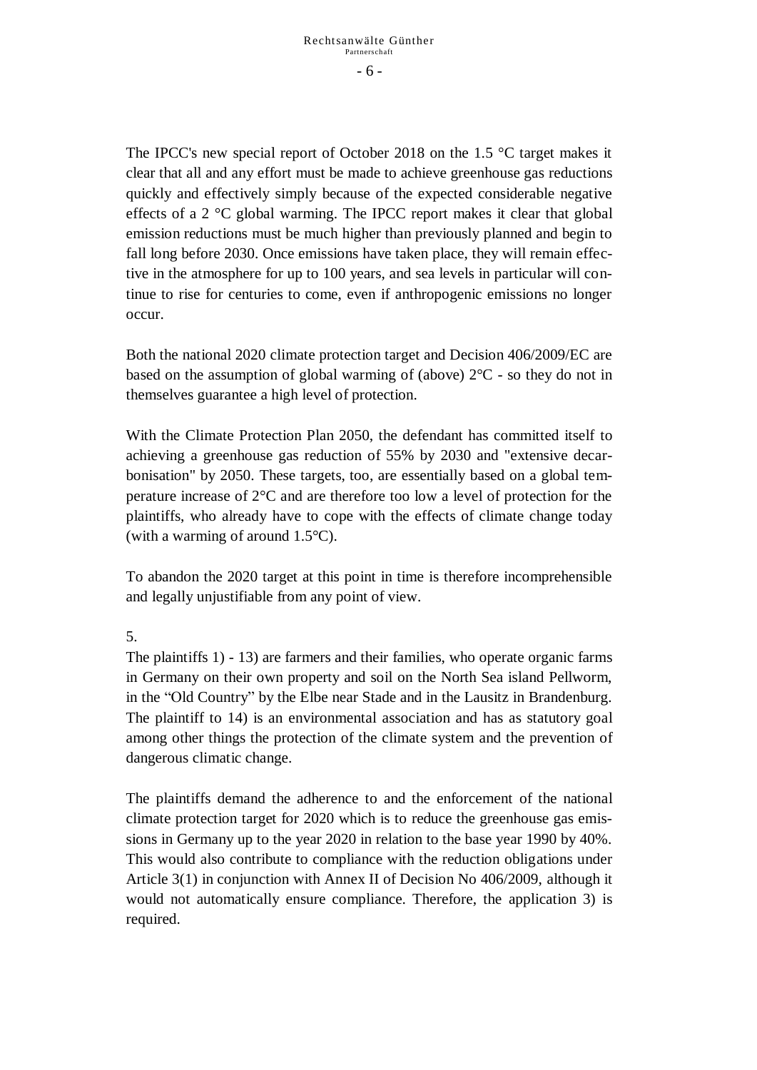The IPCC's new special report of October 2018 on the 1.5 °C target makes it clear that all and any effort must be made to achieve greenhouse gas reductions quickly and effectively simply because of the expected considerable negative effects of a 2 °C global warming. The IPCC report makes it clear that global emission reductions must be much higher than previously planned and begin to fall long before 2030. Once emissions have taken place, they will remain effective in the atmosphere for up to 100 years, and sea levels in particular will continue to rise for centuries to come, even if anthropogenic emissions no longer occur.

Both the national 2020 climate protection target and Decision 406/2009/EC are based on the assumption of global warming of (above) 2°C - so they do not in themselves guarantee a high level of protection.

With the Climate Protection Plan 2050, the defendant has committed itself to achieving a greenhouse gas reduction of 55% by 2030 and "extensive decarbonisation" by 2050. These targets, too, are essentially based on a global temperature increase of 2°C and are therefore too low a level of protection for the plaintiffs, who already have to cope with the effects of climate change today (with a warming of around 1.5°C).

To abandon the 2020 target at this point in time is therefore incomprehensible and legally unjustifiable from any point of view.

5.

The plaintiffs 1) - 13) are farmers and their families, who operate organic farms in Germany on their own property and soil on the North Sea island Pellworm, in the “Old Country” by the Elbe near Stade and in the Lausitz in Brandenburg. The plaintiff to 14) is an environmental association and has as statutory goal among other things the protection of the climate system and the prevention of dangerous climatic change.

The plaintiffs demand the adherence to and the enforcement of the national climate protection target for 2020 which is to reduce the greenhouse gas emissions in Germany up to the year 2020 in relation to the base year 1990 by 40%. This would also contribute to compliance with the reduction obligations under Article 3(1) in conjunction with Annex II of Decision No 406/2009, although it would not automatically ensure compliance. Therefore, the application 3) is required.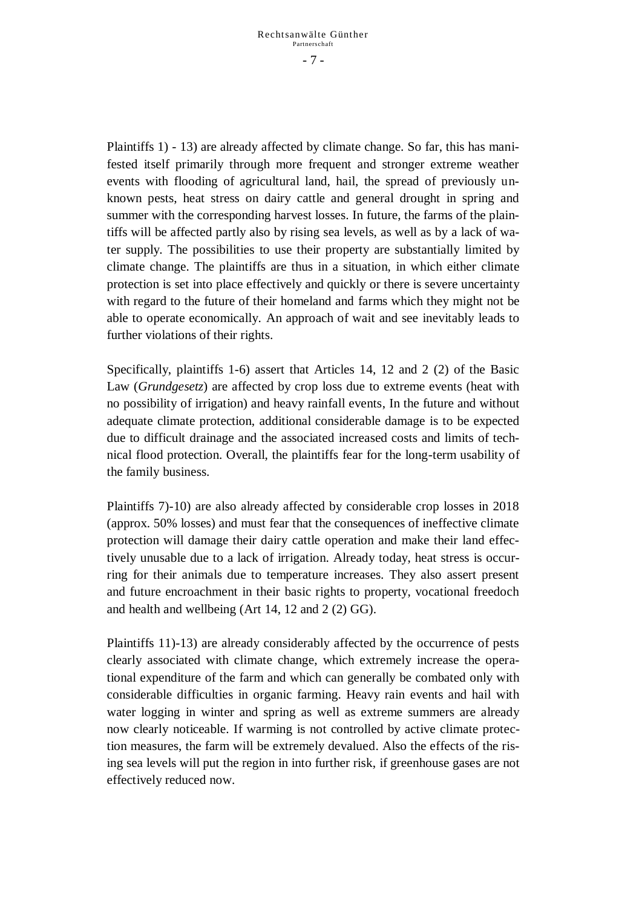Plaintiffs 1) - 13) are already affected by climate change. So far, this has manifested itself primarily through more frequent and stronger extreme weather events with flooding of agricultural land, hail, the spread of previously unknown pests, heat stress on dairy cattle and general drought in spring and summer with the corresponding harvest losses. In future, the farms of the plaintiffs will be affected partly also by rising sea levels, as well as by a lack of water supply. The possibilities to use their property are substantially limited by climate change. The plaintiffs are thus in a situation, in which either climate protection is set into place effectively and quickly or there is severe uncertainty with regard to the future of their homeland and farms which they might not be able to operate economically. An approach of wait and see inevitably leads to further violations of their rights.

Specifically, plaintiffs 1-6) assert that Articles 14, 12 and 2 (2) of the Basic Law (*Grundgesetz*) are affected by crop loss due to extreme events (heat with no possibility of irrigation) and heavy rainfall events, In the future and without adequate climate protection, additional considerable damage is to be expected due to difficult drainage and the associated increased costs and limits of technical flood protection. Overall, the plaintiffs fear for the long-term usability of the family business.

Plaintiffs 7)-10) are also already affected by considerable crop losses in 2018 (approx. 50% losses) and must fear that the consequences of ineffective climate protection will damage their dairy cattle operation and make their land effectively unusable due to a lack of irrigation. Already today, heat stress is occurring for their animals due to temperature increases. They also assert present and future encroachment in their basic rights to property, vocational freedoch and health and wellbeing (Art 14, 12 and 2 (2) GG).

Plaintiffs 11)-13) are already considerably affected by the occurrence of pests clearly associated with climate change, which extremely increase the operational expenditure of the farm and which can generally be combated only with considerable difficulties in organic farming. Heavy rain events and hail with water logging in winter and spring as well as extreme summers are already now clearly noticeable. If warming is not controlled by active climate protection measures, the farm will be extremely devalued. Also the effects of the rising sea levels will put the region in into further risk, if greenhouse gases are not effectively reduced now.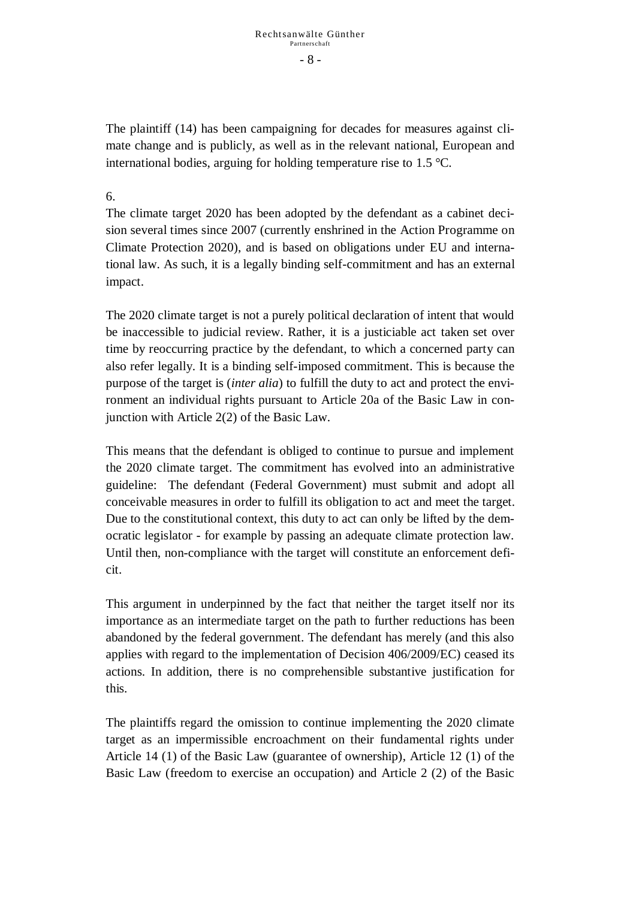The plaintiff (14) has been campaigning for decades for measures against climate change and is publicly, as well as in the relevant national, European and international bodies, arguing for holding temperature rise to 1.5 °C.

6.

The climate target 2020 has been adopted by the defendant as a cabinet decision several times since 2007 (currently enshrined in the Action Programme on Climate Protection 2020), and is based on obligations under EU and international law. As such, it is a legally binding self-commitment and has an external impact.

The 2020 climate target is not a purely political declaration of intent that would be inaccessible to judicial review. Rather, it is a justiciable act taken set over time by reoccurring practice by the defendant, to which a concerned party can also refer legally. It is a binding self-imposed commitment. This is because the purpose of the target is (*inter alia*) to fulfill the duty to act and protect the environment an individual rights pursuant to Article 20a of the Basic Law in conjunction with Article 2(2) of the Basic Law.

This means that the defendant is obliged to continue to pursue and implement the 2020 climate target. The commitment has evolved into an administrative guideline: The defendant (Federal Government) must submit and adopt all conceivable measures in order to fulfill its obligation to act and meet the target. Due to the constitutional context, this duty to act can only be lifted by the democratic legislator - for example by passing an adequate climate protection law. Until then, non-compliance with the target will constitute an enforcement deficit.

This argument in underpinned by the fact that neither the target itself nor its importance as an intermediate target on the path to further reductions has been abandoned by the federal government. The defendant has merely (and this also applies with regard to the implementation of Decision 406/2009/EC) ceased its actions. In addition, there is no comprehensible substantive justification for this.

The plaintiffs regard the omission to continue implementing the 2020 climate target as an impermissible encroachment on their fundamental rights under Article 14 (1) of the Basic Law (guarantee of ownership), Article 12 (1) of the Basic Law (freedom to exercise an occupation) and Article 2 (2) of the Basic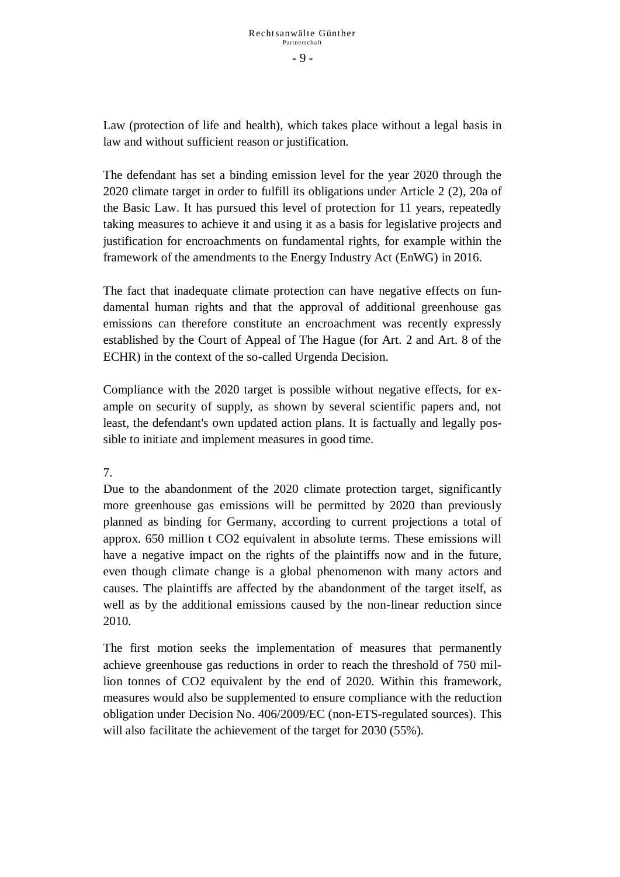Law (protection of life and health), which takes place without a legal basis in law and without sufficient reason or justification.

The defendant has set a binding emission level for the year 2020 through the 2020 climate target in order to fulfill its obligations under Article 2 (2), 20a of the Basic Law. It has pursued this level of protection for 11 years, repeatedly taking measures to achieve it and using it as a basis for legislative projects and justification for encroachments on fundamental rights, for example within the framework of the amendments to the Energy Industry Act (EnWG) in 2016.

The fact that inadequate climate protection can have negative effects on fundamental human rights and that the approval of additional greenhouse gas emissions can therefore constitute an encroachment was recently expressly established by the Court of Appeal of The Hague (for Art. 2 and Art. 8 of the ECHR) in the context of the so-called Urgenda Decision.

Compliance with the 2020 target is possible without negative effects, for example on security of supply, as shown by several scientific papers and, not least, the defendant's own updated action plans. It is factually and legally possible to initiate and implement measures in good time.

7.

Due to the abandonment of the 2020 climate protection target, significantly more greenhouse gas emissions will be permitted by 2020 than previously planned as binding for Germany, according to current projections a total of approx. 650 million t $CO_2$ equivalent in absolute terms. These emissions will have a negative impact on the rights of the plaintiffs now and in the future, even though climate change is a global phenomenon with many actors and causes. The plaintiffs are affected by the abandonment of the target itself, as well as by the additional emissions caused by the non-linear reduction since 2010.

The first motion seeks the implementation of measures that permanently achieve greenhouse gas reductions in order to reach the threshold of 750 million tonnes of $CO_2$ equivalent by the end of 2020. Within this framework, measures would also be supplemented to ensure compliance with the reduction obligation under Decision No. 406/2009/EC (non-ETS-regulated sources). This will also facilitate the achievement of the target for 2030 (55%).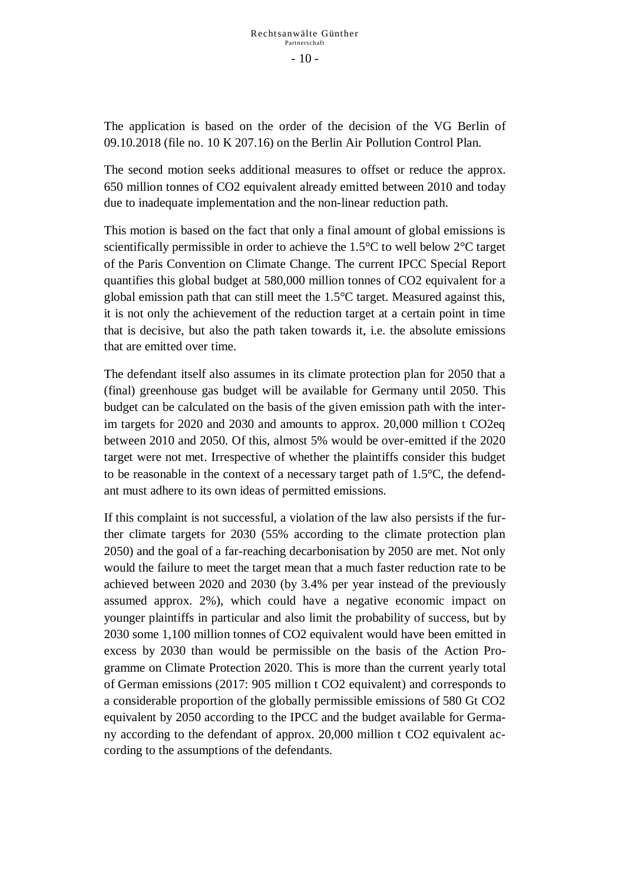The application is based on the order of the decision of the VG Berlin of 09.10.2018 (file no. 10 K 207.16) on the Berlin Air Pollution Control Plan.

The second motion seeks additional measures to offset or reduce the approx. 650 million tonnes of $CO_2$ equivalent already emitted between 2010 and today due to inadequate implementation and the non-linear reduction path.

This motion is based on the fact that only a final amount of global emissions is scientifically permissible in order to achieve the 1.5°C to well below 2°C target of the Paris Convention on Climate Change. The current IPCC Special Report quantifies this global budget at 580,000 million tonnes of $CO_2$ equivalent for a global emission path that can still meet the 1.5°C target. Measured against this, it is not only the achievement of the reduction target at a certain point in time that is decisive, but also the path taken towards it, i.e. the absolute emissions that are emitted over time.

The defendant itself also assumes in its climate protection plan for 2050 that a (final) greenhouse gas budget will be available for Germany until 2050. This budget can be calculated on the basis of the given emission path with the interim targets for 2020 and 2030 and amounts to approx. 20,000 million t $CO_2eq$ between 2010 and 2050. Of this, almost 5% would be over-emitted if the 2020 target were not met. Irrespective of whether the plaintiffs consider this budget to be reasonable in the context of a necessary target path of 1.5°C, the defendant must adhere to its own ideas of permitted emissions.

If this complaint is not successful, a violation of the law also persists if the further climate targets for 2030 (55% according to the climate protection plan 2050) and the goal of a far-reaching decarbonisation by 2050 are met. Not only would the failure to meet the target mean that a much faster reduction rate to be achieved between 2020 and 2030 (by 3.4% per year instead of the previously assumed approx. 2%), which could have a negative economic impact on younger plaintiffs in particular and also limit the probability of success, but by 2030 some 1,100 million tonnes of $CO_2$ equivalent would have been emitted in excess by 2030 than would be permissible on the basis of the Action Programme on Climate Protection 2020. This is more than the current yearly total of German emissions (2017: 905 million t $CO_2$ equivalent) and corresponds to a considerable proportion of the globally permissible emissions of 580 Gt $CO_2$ equivalent by 2050 according to the IPCC and the budget available for Germany according to the defendant of approx. 20,000 million t $CO_2$ equivalent according to the assumptions of the defendants.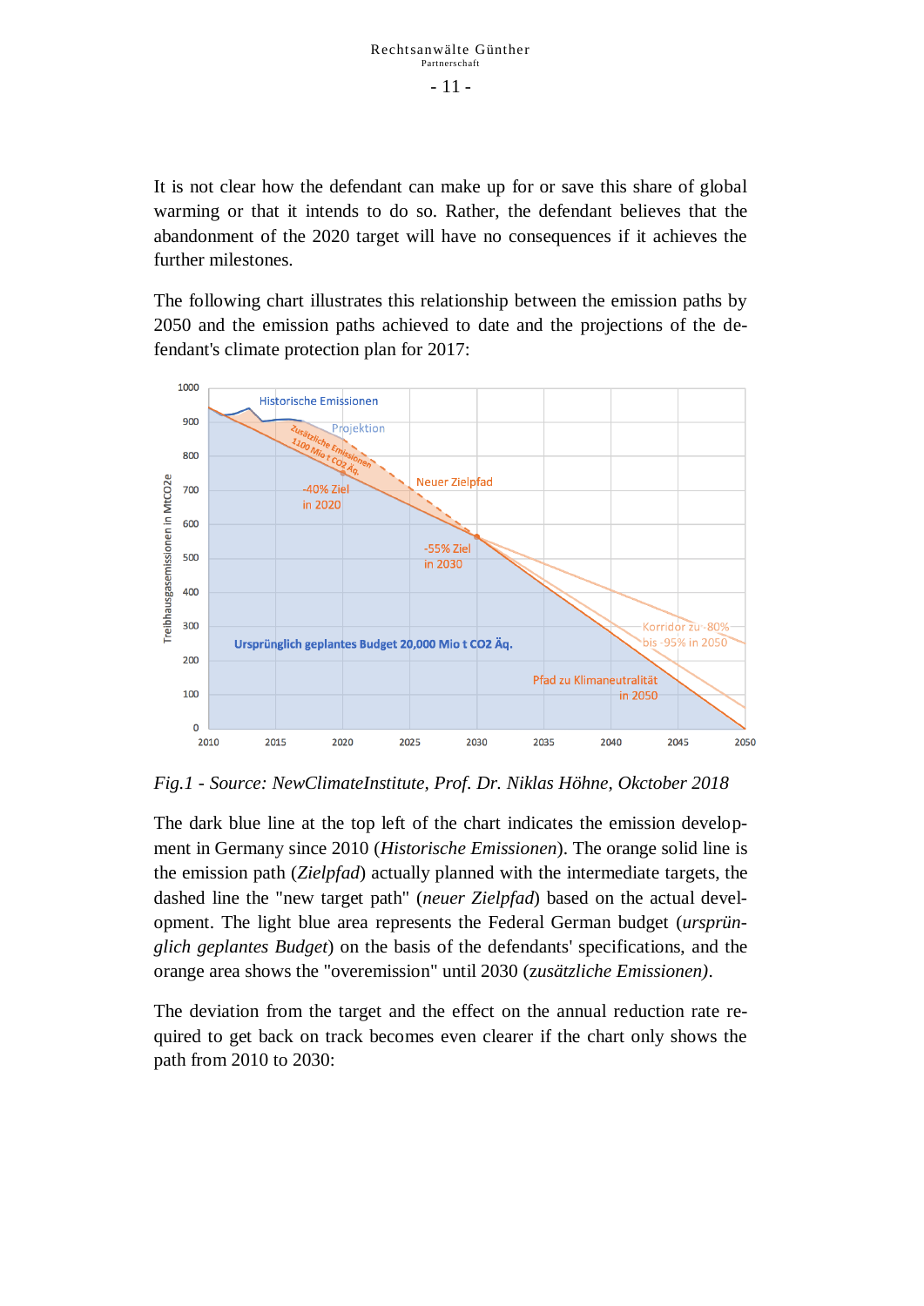It is not clear how the defendant can make up for or save this share of global warming or that it intends to do so. Rather, the defendant believes that the abandonment of the 2020 target will have no consequences if it achieves the further milestones.

The following chart illustrates this relationship between the emission paths by 2050 and the emission paths achieved to date and the projections of the defendant's climate protection plan for 2017:

*Fig.1 - Source: NewClimateInstitute, Prof. Dr. Niklas Höhne, Okctober 2018*

The dark blue line at the top left of the chart indicates the emission development in Germany since 2010 (*Historische Emissionen*). The orange solid line is the emission path (*Zielpfad*) actually planned with the intermediate targets, the dashed line the "new target path" (*neuer Zielpfad*) based on the actual development. The light blue area represents the Federal German budget (*ursprünglich geplantes Budget*) on the basis of the defendants' specifications, and the orange area shows the "overemission" until 2030 (*zusätzliche Emissionen)*.

The deviation from the target and the effect on the annual reduction rate required to get back on track becomes even clearer if the chart only shows the path from 2010 to 2030: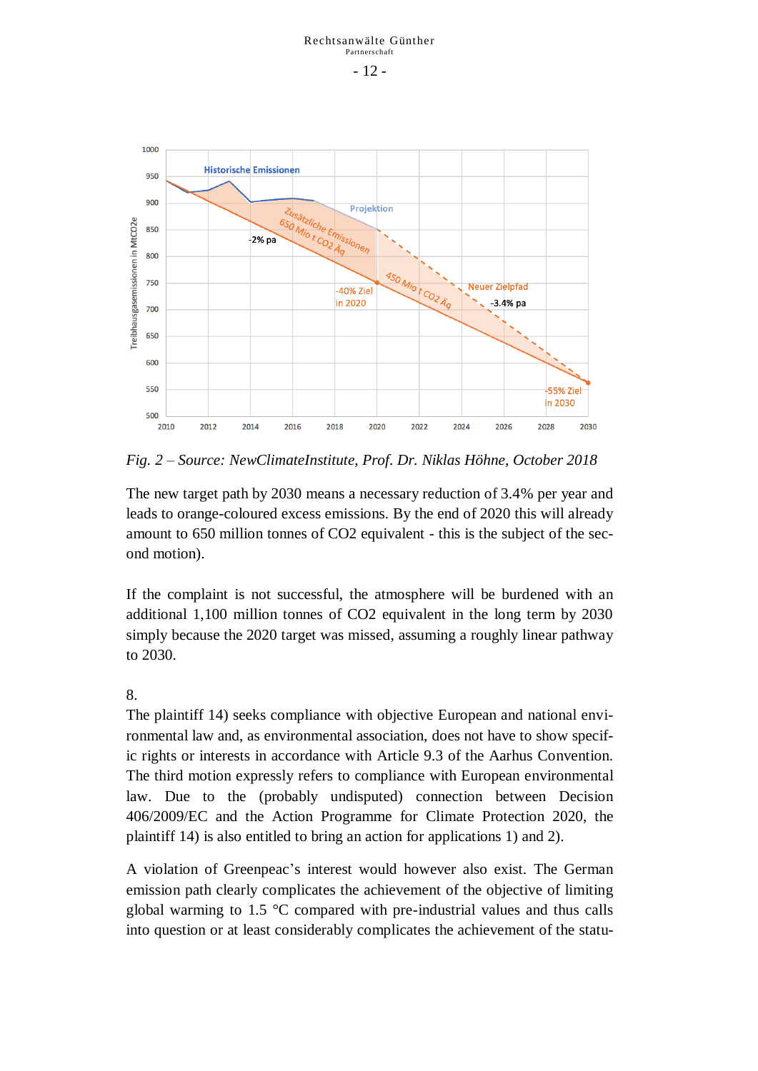*Fig. 2 – Source: NewClimateInstitute, Prof. Dr. Niklas Höhne, October 2018*

The new target path by 2030 means a necessary reduction of 3.4% per year and leads to orange-coloured excess emissions. By the end of 2020 this will already amount to 650 million tonnes of CO2 equivalent - this is the subject of the second motion).

If the complaint is not successful, the atmosphere will be burdened with an additional 1,100 million tonnes of CO2 equivalent in the long term by 2030 simply because the 2020 target was missed, assuming a roughly linear pathway to 2030.

8.

The plaintiff 14) seeks compliance with objective European and national environmental law and, as environmental association, does not have to show specific rights or interests in accordance with Article 9.3 of the Aarhus Convention. The third motion expressly refers to compliance with European environmental law. Due to the (probably undisputed) connection between Decision 406/2009/EC and the Action Programme for Climate Protection 2020, the plaintiff 14) is also entitled to bring an action for applications 1) and 2).

A violation of Greenpeac's interest would however also exist. The German emission path clearly complicates the achievement of the objective of limiting global warming to 1.5 °C compared with pre-industrial values and thus calls into question or at least considerably complicates the achievement of the statu-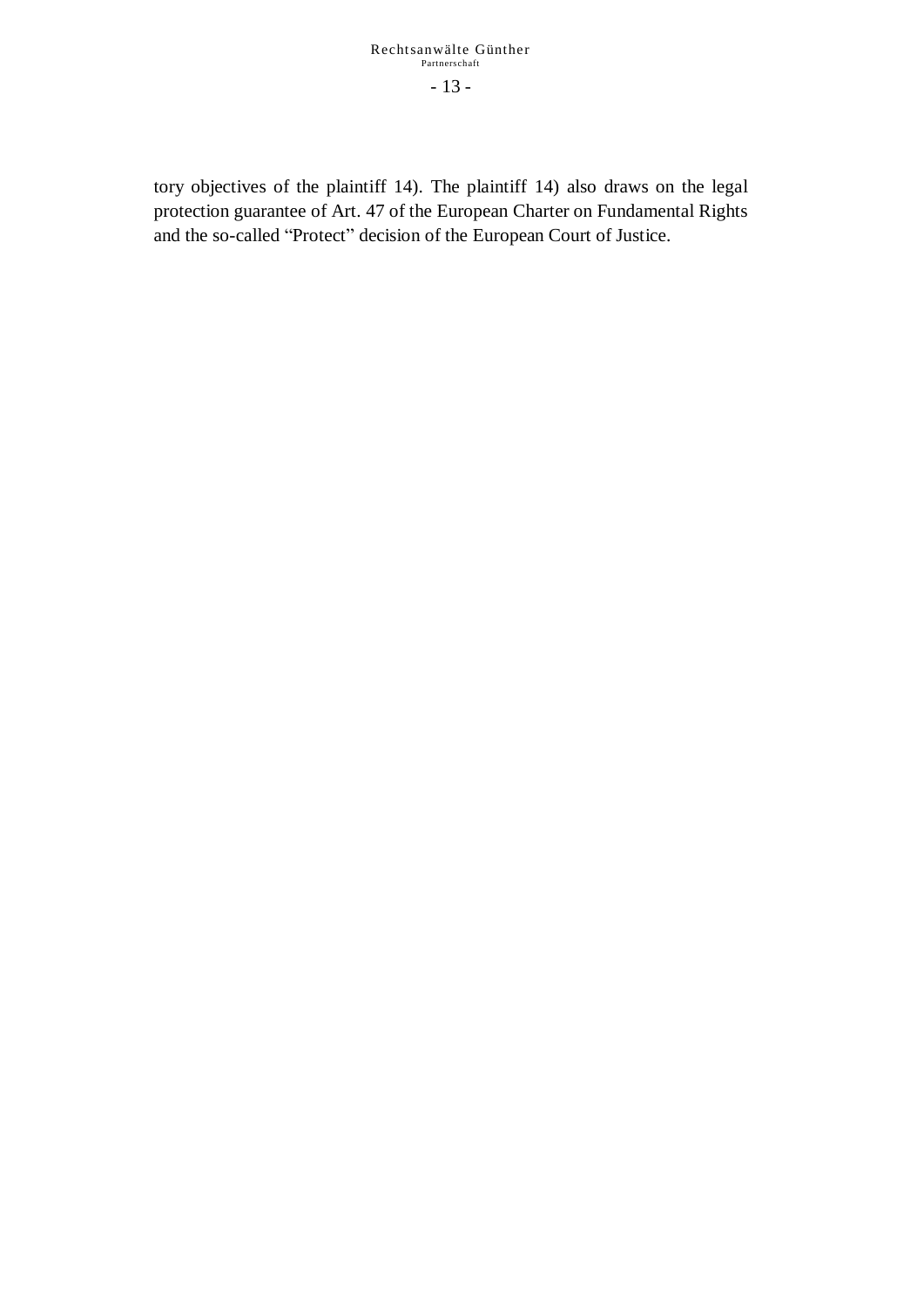tory objectives of the plaintiff 14). The plaintiff 14) also draws on the legal protection guarantee of Art. 47 of the European Charter on Fundamental Rights and the so-called “Protect” decision of the European Court of Justice.